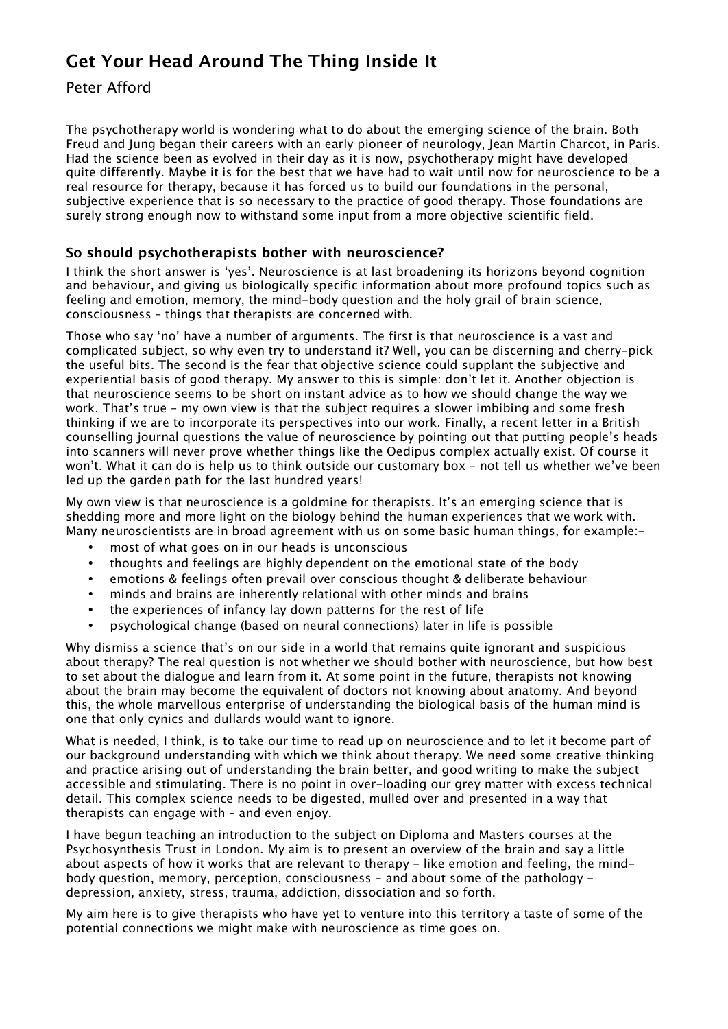# Get Your Head Around The Thing Inside It

Peter Afford

The psychotherapy world is wondering what to do about the emerging science of the brain. Both Freud and Jung began their careers with an early pioneer of neurology, Jean Martin Charcot, in Paris. Had the science been as evolved in their day as it is now, psychotherapy might have developed quite differently. Maybe it is for the best that we have had to wait until now for neuroscience to be a real resource for therapy, because it has forced us to build our foundations in the personal, subjective experience that is so necessary to the practice of good therapy. Those foundations are surely strong enough now to withstand some input from a more objective scientific field.

## So should psychotherapists bother with neuroscience?

I think the short answer is 'yes'. Neuroscience is at last broadening its horizons beyond cognition and behaviour, and giving us biologically specific information about more profound topics such as feeling and emotion, memory, the mind-body question and the holy grail of brain science, consciousness – things that therapists are concerned with.

Those who say 'no' have a number of arguments. The first is that neuroscience is a vast and complicated subject, so why even try to understand it? Well, you can be discerning and cherry-pick the useful bits. The second is the fear that objective science could supplant the subjective and experiential basis of good therapy. My answer to this is simple: don't let it. Another objection is that neuroscience seems to be short on instant advice as to how we should change the way we work. That's true – my own view is that the subject requires a slower imbibing and some fresh thinking if we are to incorporate its perspectives into our work. Finally, a recent letter in a British counselling journal questions the value of neuroscience by pointing out that putting people's heads into scanners will never prove whether things like the Oedipus complex actually exist. Of course it won't. What it can do is help us to think outside our customary box – not tell us whether we've been led up the garden path for the last hundred years!

My own view is that neuroscience is a goldmine for therapists. It's an emerging science that is shedding more and more light on the biology behind the human experiences that we work with. Many neuroscientists are in broad agreement with us on some basic human things, for example:-

- most of what goes on in our heads is unconscious
- thoughts and feelings are highly dependent on the emotional state of the body
- emotions & feelings often prevail over conscious thought & deliberate behaviour
- minds and brains are inherently relational with other minds and brains
- the experiences of infancy lay down patterns for the rest of life
- psychological change (based on neural connections) later in life is possible

Why dismiss a science that's on our side in a world that remains quite ignorant and suspicious about therapy? The real question is not whether we should bother with neuroscience, but how best to set about the dialogue and learn from it. At some point in the future, therapists not knowing about the brain may become the equivalent of doctors not knowing about anatomy. And beyond this, the whole marvellous enterprise of understanding the biological basis of the human mind is one that only cynics and dullards would want to ignore.

What is needed, I think, is to take our time to read up on neuroscience and to let it become part of our background understanding with which we think about therapy. We need some creative thinking and practice arising out of understanding the brain better, and good writing to make the subject accessible and stimulating. There is no point in over-loading our grey matter with excess technical detail. This complex science needs to be digested, mulled over and presented in a way that therapists can engage with – and even enjoy.

I have begun teaching an introduction to the subject on Diploma and Masters courses at the Psychosynthesis Trust in London. My aim is to present an overview of the brain and say a little about aspects of how it works that are relevant to therapy – like emotion and feeling, the mind-body question, memory, perception, consciousness – and about some of the pathology – depression, anxiety, stress, trauma, addiction, dissociation and so forth.

My aim here is to give therapists who have yet to venture into this territory a taste of some of the potential connections we might make with neuroscience as time goes on.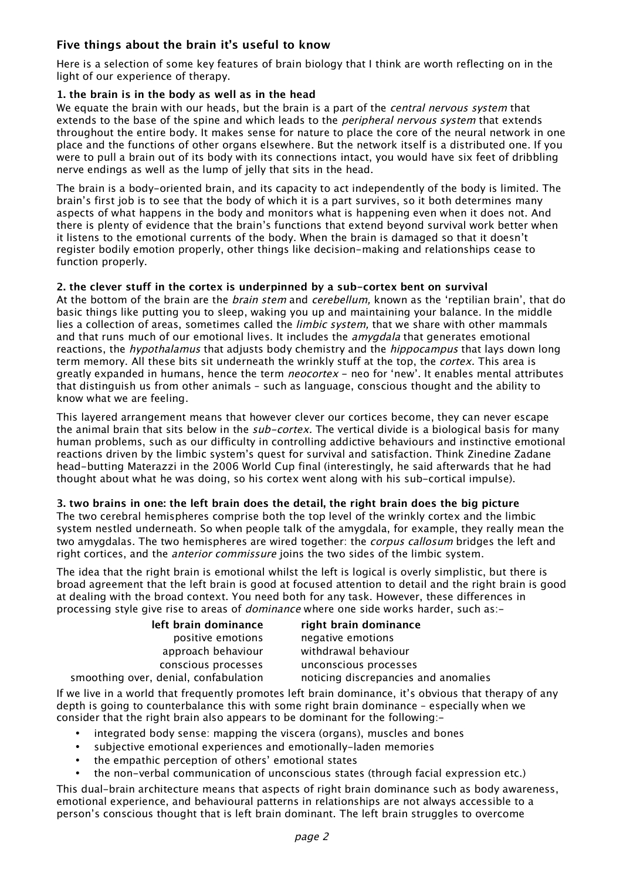## Five things about the brain it's useful to know

Here is a selection of some key features of brain biology that I think are worth reflecting on in the light of our experience of therapy.

### 1. the brain is in the body as well as in the head

We equate the brain with our heads, but the brain is a part of the *central nervous system* that extends to the base of the spine and which leads to the *peripheral nervous system* that extends throughout the entire body. It makes sense for nature to place the core of the neural network in one place and the functions of other organs elsewhere. But the network itself is a distributed one. If you were to pull a brain out of its body with its connections intact, you would have six feet of dribbling nerve endings as well as the lump of jelly that sits in the head.

The brain is a body-oriented brain, and its capacity to act independently of the body is limited. The brain's first job is to see that the body of which it is a part survives, so it both determines many aspects of what happens in the body and monitors what is happening even when it does not. And there is plenty of evidence that the brain's functions that extend beyond survival work better when it listens to the emotional currents of the body. When the brain is damaged so that it doesn't register bodily emotion properly, other things like decision-making and relationships cease to function properly.

### 2. the clever stuff in the cortex is underpinned by a sub-cortex bent on survival

At the bottom of the brain are the *brain stem* and *cerebellum,* known as the 'reptilian brain', that do basic things like putting you to sleep, waking you up and maintaining your balance. In the middle lies a collection of areas, sometimes called the *limbic system,* that we share with other mammals and that runs much of our emotional lives. It includes the *amygdala* that generates emotional reactions, the *hypothalamus* that adjusts body chemistry and the *hippocampus* that lays down long term memory. All these bits sit underneath the wrinkly stuff at the top, the *cortex.* This area is greatly expanded in humans, hence the term *neocortex* – neo for 'new'. It enables mental attributes that distinguish us from other animals – such as language, conscious thought and the ability to know what we are feeling.

This layered arrangement means that however clever our cortices become, they can never escape the animal brain that sits below in the *sub-cortex.* The vertical divide is a biological basis for many human problems, such as our difficulty in controlling addictive behaviours and instinctive emotional reactions driven by the limbic system's quest for survival and satisfaction. Think Zinedine Zadane head-butting Materazzi in the 2006 World Cup final (interestingly, he said afterwards that he had thought about what he was doing, so his cortex went along with his sub-cortical impulse).

### 3. two brains in one: the left brain does the detail, the right brain does the big picture

The two cerebral hemispheres comprise both the top level of the wrinkly cortex and the limbic system nestled underneath. So when people talk of the amygdala, for example, they really mean the two amygdalas. The two hemispheres are wired together: the *corpus callosum* bridges the left and right cortices, and the *anterior commissure* joins the two sides of the limbic system.

The idea that the right brain is emotional whilst the left is logical is overly simplistic, but there is broad agreement that the left brain is good at focused attention to detail and the right brain is good at dealing with the broad context. You need both for any task. However, these differences in processing style give rise to areas of *dominance* where one side works harder, such as:-

| left brain dominance | right brain dominance |
| --- | --- |
| positive emotions | negative emotions |
| approach behaviour | withdrawal behaviour |
| conscious processes | unconscious processes |
| smoothing over, denial, confabulation | noticing discrepancies and anomalies |

If we live in a world that frequently promotes left brain dominance, it's obvious that therapy of any depth is going to counterbalance this with some right brain dominance – especially when we consider that the right brain also appears to be dominant for the following:-

- integrated body sense: mapping the viscera (organs), muscles and bones
- subjective emotional experiences and emotionally-laden memories
- the empathic perception of others' emotional states
- the non-verbal communication of unconscious states (through facial expression etc.)

This dual-brain architecture means that aspects of right brain dominance such as body awareness, emotional experience, and behavioural patterns in relationships are not always accessible to a person's conscious thought that is left brain dominant. The left brain struggles to overcome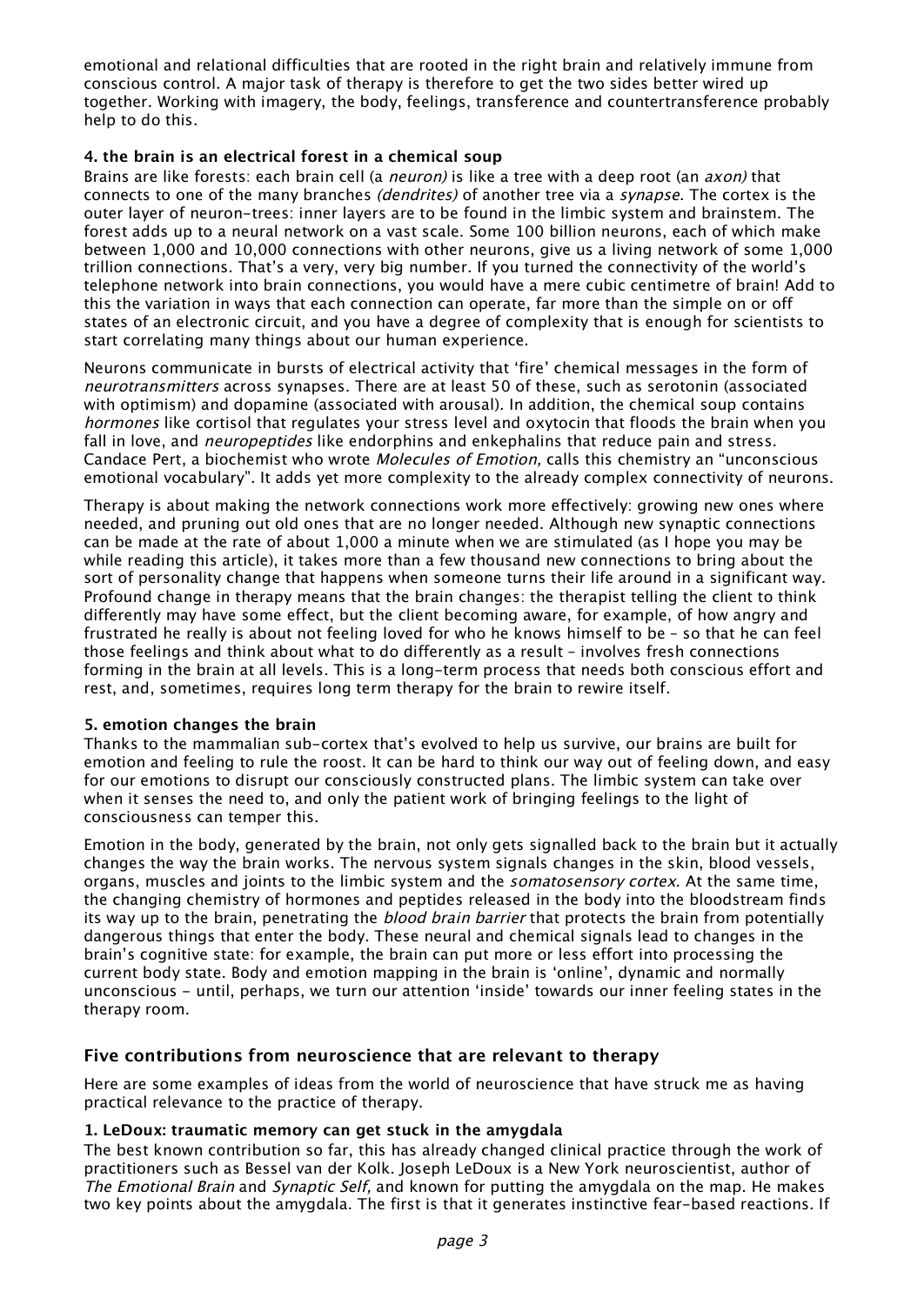emotional and relational difficulties that are rooted in the right brain and relatively immune from conscious control. A major task of therapy is therefore to get the two sides better wired up together. Working with imagery, the body, feelings, transference and countertransference probably help to do this.

#### 4. the brain is an electrical forest in a chemical soup

Brains are like forests: each brain cell (a *neuron)* is like a tree with a deep root (an *axon)* that connects to one of the many branches *(dendrites)* of another tree via a *synapse.* The cortex is the outer layer of neuron-trees: inner layers are to be found in the limbic system and brainstem. The forest adds up to a neural network on a vast scale. Some 100 billion neurons, each of which make between 1,000 and 10,000 connections with other neurons, give us a living network of some 1,000 trillion connections. That's a very, very big number. If you turned the connectivity of the world's telephone network into brain connections, you would have a mere cubic centimetre of brain! Add to this the variation in ways that each connection can operate, far more than the simple on or off states of an electronic circuit, and you have a degree of complexity that is enough for scientists to start correlating many things about our human experience.

Neurons communicate in bursts of electrical activity that 'fire' chemical messages in the form of *neurotransmitters* across synapses. There are at least 50 of these, such as serotonin (associated with optimism) and dopamine (associated with arousal). In addition, the chemical soup contains *hormones* like cortisol that regulates your stress level and oxytocin that floods the brain when you fall in love, and *neuropeptides* like endorphins and enkephalins that reduce pain and stress. Candace Pert, a biochemist who wrote *Molecules of Emotion,* calls this chemistry an "unconscious emotional vocabulary". It adds yet more complexity to the already complex connectivity of neurons.

Therapy is about making the network connections work more effectively: growing new ones where needed, and pruning out old ones that are no longer needed. Although new synaptic connections can be made at the rate of about 1,000 a minute when we are stimulated (as I hope you may be while reading this article), it takes more than a few thousand new connections to bring about the sort of personality change that happens when someone turns their life around in a significant way. Profound change in therapy means that the brain changes: the therapist telling the client to think differently may have some effect, but the client becoming aware, for example, of how angry and frustrated he really is about not feeling loved for who he knows himself to be – so that he can feel those feelings and think about what to do differently as a result – involves fresh connections forming in the brain at all levels. This is a long-term process that needs both conscious effort and rest, and, sometimes, requires long term therapy for the brain to rewire itself.

#### 5. emotion changes the brain

Thanks to the mammalian sub-cortex that's evolved to help us survive, our brains are built for emotion and feeling to rule the roost. It can be hard to think our way out of feeling down, and easy for our emotions to disrupt our consciously constructed plans. The limbic system can take over when it senses the need to, and only the patient work of bringing feelings to the light of consciousness can temper this.

Emotion in the body, generated by the brain, not only gets signalled back to the brain but it actually changes the way the brain works. The nervous system signals changes in the skin, blood vessels, organs, muscles and joints to the limbic system and the *somatosensory cortex*. At the same time, the changing chemistry of hormones and peptides released in the body into the bloodstream finds its way up to the brain, penetrating the *blood brain barrier* that protects the brain from potentially dangerous things that enter the body. These neural and chemical signals lead to changes in the brain's cognitive state: for example, the brain can put more or less effort into processing the current body state. Body and emotion mapping in the brain is 'online', dynamic and normally unconscious - until, perhaps, we turn our attention 'inside' towards our inner feeling states in the therapy room.

### Five contributions from neuroscience that are relevant to therapy

Here are some examples of ideas from the world of neuroscience that have struck me as having practical relevance to the practice of therapy.

#### 1. LeDoux: traumatic memory can get stuck in the amygdala

The best known contribution so far, this has already changed clinical practice through the work of practitioners such as Bessel van der Kolk. Joseph LeDoux is a New York neuroscientist, author of *The Emotional Brain* and *Synaptic Self,* and known for putting the amygdala on the map. He makes two key points about the amygdala. The first is that it generates instinctive fear-based reactions. If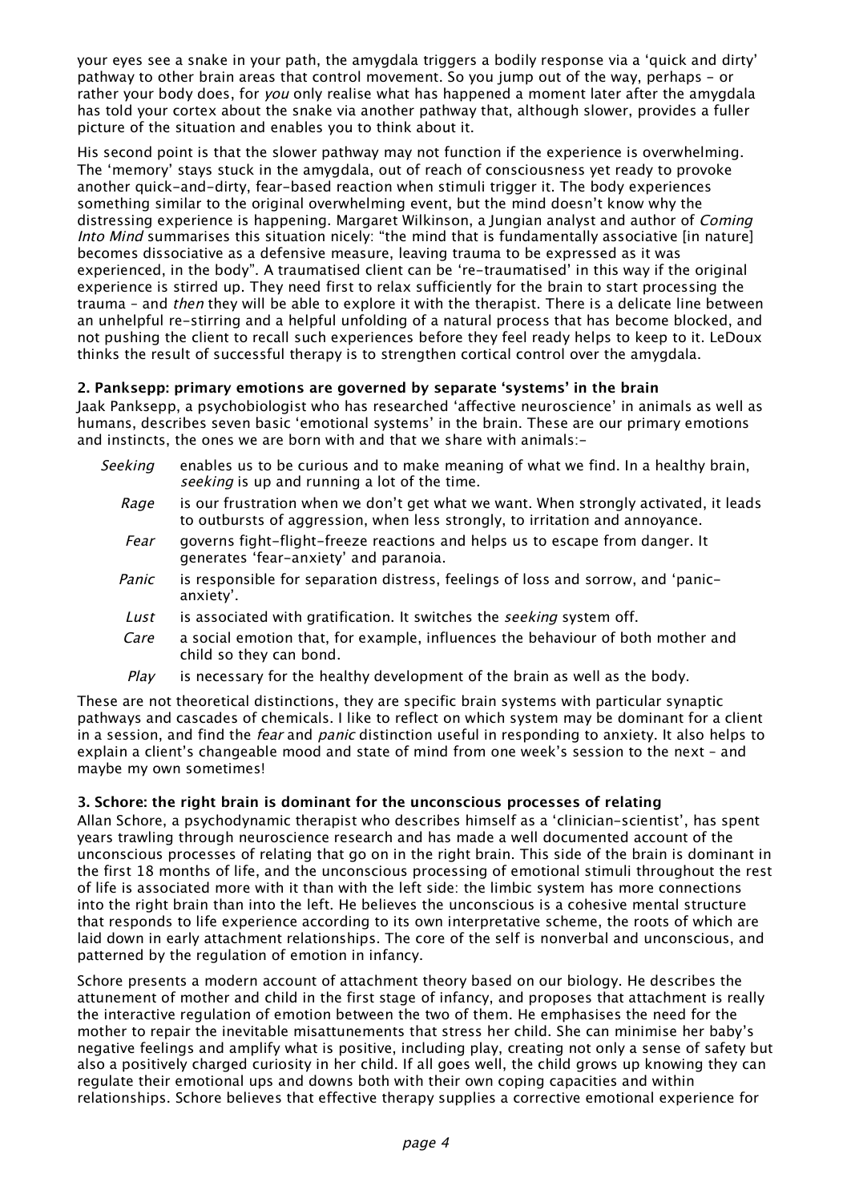your eyes see a snake in your path, the amygdala triggers a bodily response via a 'quick and dirty' pathway to other brain areas that control movement. So you jump out of the way, perhaps – or rather your body does, for *you* only realise what has happened a moment later after the amygdala has told your cortex about the snake via another pathway that, although slower, provides a fuller picture of the situation and enables you to think about it.

His second point is that the slower pathway may not function if the experience is overwhelming. The 'memory' stays stuck in the amygdala, out of reach of consciousness yet ready to provoke another quick-and-dirty, fear-based reaction when stimuli trigger it. The body experiences something similar to the original overwhelming event, but the mind doesn't know why the distressing experience is happening. Margaret Wilkinson, a Jungian analyst and author of *Coming Into Mind* summarises this situation nicely: "the mind that is fundamentally associative [in nature] becomes dissociative as a defensive measure, leaving trauma to be expressed as it was experienced, in the body". A traumatised client can be 're-traumatised' in this way if the original experience is stirred up. They need first to relax sufficiently for the brain to start processing the trauma – and *then* they will be able to explore it with the therapist. There is a delicate line between an unhelpful re-stirring and a helpful unfolding of a natural process that has become blocked, and not pushing the client to recall such experiences before they feel ready helps to keep to it. LeDoux thinks the result of successful therapy is to strengthen cortical control over the amygdala.

**2. Panksepp: primary emotions are governed by separate 'systems' in the brain**

Jaak Panksepp, a psychobiologist who has researched 'affective neuroscience' in animals as well as humans, describes seven basic 'emotional systems' in the brain. These are our primary emotions and instincts, the ones we are born with and that we share with animals:-

- *Seeking* enables us to be curious and to make meaning of what we find. In a healthy brain, *seeking* is up and running a lot of the time.
- *Rage* is our frustration when we don't get what we want. When strongly activated, it leads to outbursts of aggression, when less strongly, to irritation and annoyance.
- *Fear* governs fight-flight-freeze reactions and helps us to escape from danger. It generates 'fear-anxiety' and paranoia.
- *Panic* is responsible for separation distress, feelings of loss and sorrow, and 'panic-anxiety'.
- *Lust* is associated with gratification. It switches the *seeking* system off.
- *Care* a social emotion that, for example, influences the behaviour of both mother and child so they can bond.
- *Play* is necessary for the healthy development of the brain as well as the body.

These are not theoretical distinctions, they are specific brain systems with particular synaptic pathways and cascades of chemicals. I like to reflect on which system may be dominant for a client in a session, and find the *fear* and *panic* distinction useful in responding to anxiety. It also helps to explain a client's changeable mood and state of mind from one week's session to the next – and maybe my own sometimes!

**3. Schore: the right brain is dominant for the unconscious processes of relating**

Allan Schore, a psychodynamic therapist who describes himself as a 'clinician-scientist', has spent years trawling through neuroscience research and has made a well documented account of the unconscious processes of relating that go on in the right brain. This side of the brain is dominant in the first 18 months of life, and the unconscious processing of emotional stimuli throughout the rest of life is associated more with it than with the left side: the limbic system has more connections into the right brain than into the left. He believes the unconscious is a cohesive mental structure that responds to life experience according to its own interpretative scheme, the roots of which are laid down in early attachment relationships. The core of the self is nonverbal and unconscious, and patterned by the regulation of emotion in infancy.

Schore presents a modern account of attachment theory based on our biology. He describes the attunement of mother and child in the first stage of infancy, and proposes that attachment is really the interactive regulation of emotion between the two of them. He emphasises the need for the mother to repair the inevitable misattunements that stress her child. She can minimise her baby's negative feelings and amplify what is positive, including play, creating not only a sense of safety but also a positively charged curiosity in her child. If all goes well, the child grows up knowing they can regulate their emotional ups and downs both with their own coping capacities and within relationships. Schore believes that effective therapy supplies a corrective emotional experience for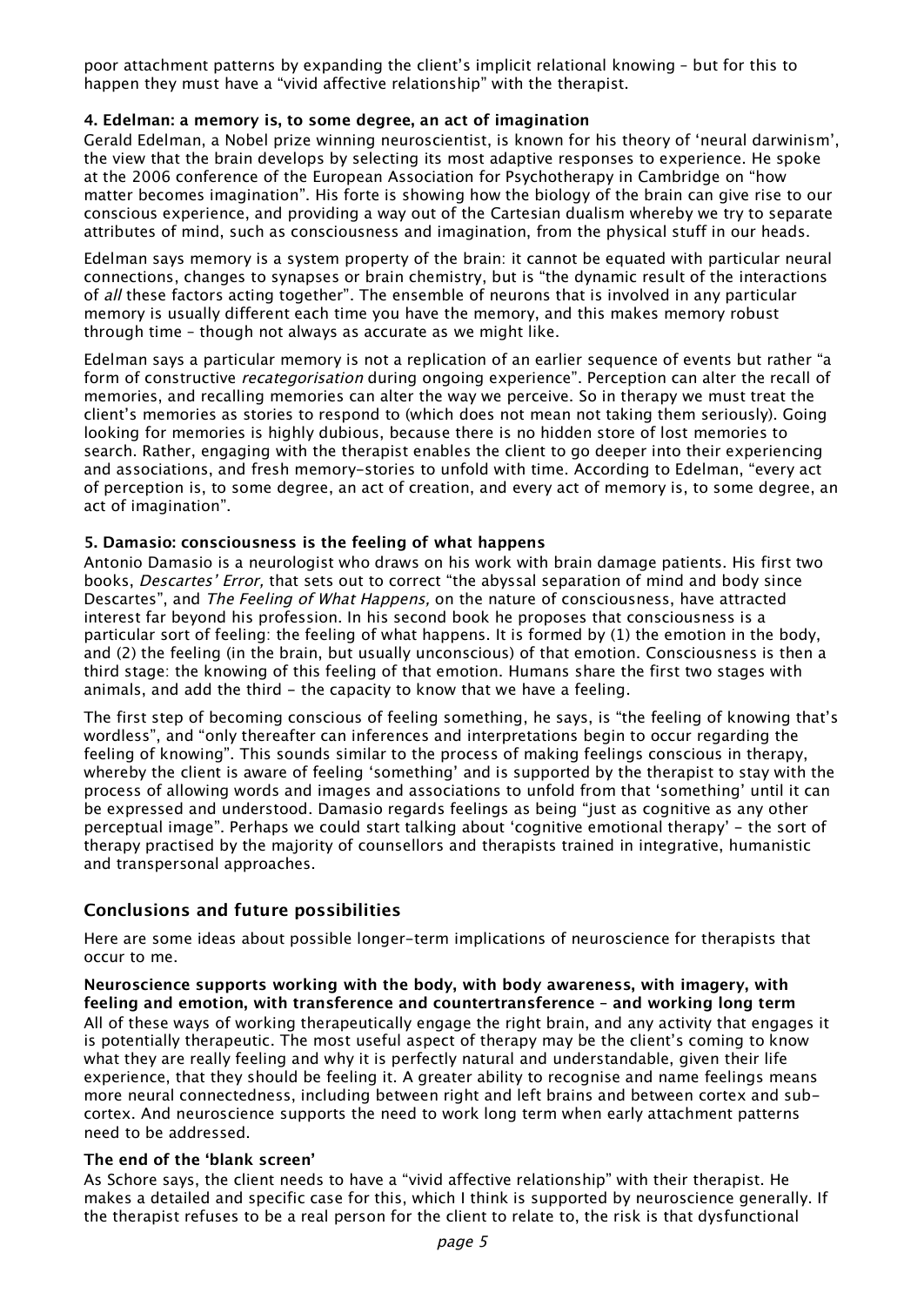poor attachment patterns by expanding the client's implicit relational knowing – but for this to happen they must have a "vivid affective relationship" with the therapist.

### 4. Edelman: a memory is, to some degree, an act of imagination

Gerald Edelman, a Nobel prize winning neuroscientist, is known for his theory of 'neural darwinism', the view that the brain develops by selecting its most adaptive responses to experience. He spoke at the 2006 conference of the European Association for Psychotherapy in Cambridge on "how matter becomes imagination". His forte is showing how the biology of the brain can give rise to our conscious experience, and providing a way out of the Cartesian dualism whereby we try to separate attributes of mind, such as consciousness and imagination, from the physical stuff in our heads.

Edelman says memory is a system property of the brain: it cannot be equated with particular neural connections, changes to synapses or brain chemistry, but is "the dynamic result of the interactions of *all* these factors acting together". The ensemble of neurons that is involved in any particular memory is usually different each time you have the memory, and this makes memory robust through time – though not always as accurate as we might like.

Edelman says a particular memory is not a replication of an earlier sequence of events but rather "a form of constructive *recategorisation* during ongoing experience". Perception can alter the recall of memories, and recalling memories can alter the way we perceive. So in therapy we must treat the client's memories as stories to respond to (which does not mean not taking them seriously). Going looking for memories is highly dubious, because there is no hidden store of lost memories to search. Rather, engaging with the therapist enables the client to go deeper into their experiencing and associations, and fresh memory-stories to unfold with time. According to Edelman, "every act of perception is, to some degree, an act of creation, and every act of memory is, to some degree, an act of imagination".

### 5. Damasio: consciousness is the feeling of what happens

Antonio Damasio is a neurologist who draws on his work with brain damage patients. His first two books, *Descartes' Error,* that sets out to correct "the abyssal separation of mind and body since Descartes", and *The Feeling of What Happens,* on the nature of consciousness, have attracted interest far beyond his profession. In his second book he proposes that consciousness is a particular sort of feeling: the feeling of what happens. It is formed by (1) the emotion in the body, and (2) the feeling (in the brain, but usually unconscious) of that emotion. Consciousness is then a third stage: the knowing of this feeling of that emotion. Humans share the first two stages with animals, and add the third - the capacity to know that we have a feeling.

The first step of becoming conscious of feeling something, he says, is "the feeling of knowing that's wordless", and "only thereafter can inferences and interpretations begin to occur regarding the feeling of knowing". This sounds similar to the process of making feelings conscious in therapy, whereby the client is aware of feeling 'something' and is supported by the therapist to stay with the process of allowing words and images and associations to unfold from that 'something' until it can be expressed and understood. Damasio regards feelings as being "just as cognitive as any other perceptual image". Perhaps we could start talking about 'cognitive emotional therapy' – the sort of therapy practised by the majority of counsellors and therapists trained in integrative, humanistic and transpersonal approaches.

## Conclusions and future possibilities

Here are some ideas about possible longer-term implications of neuroscience for therapists that occur to me.

### Neuroscience supports working with the body, with body awareness, with imagery, with feeling and emotion, with transference and countertransference – and working long term

All of these ways of working therapeutically engage the right brain, and any activity that engages it is potentially therapeutic. The most useful aspect of therapy may be the client's coming to know what they are really feeling and why it is perfectly natural and understandable, given their life experience, that they should be feeling it. A greater ability to recognise and name feelings means more neural connectedness, including between right and left brains and between cortex and sub-cortex. And neuroscience supports the need to work long term when early attachment patterns need to be addressed.

### The end of the 'blank screen'

As Schore says, the client needs to have a "vivid affective relationship" with their therapist. He makes a detailed and specific case for this, which I think is supported by neuroscience generally. If the therapist refuses to be a real person for the client to relate to, the risk is that dysfunctional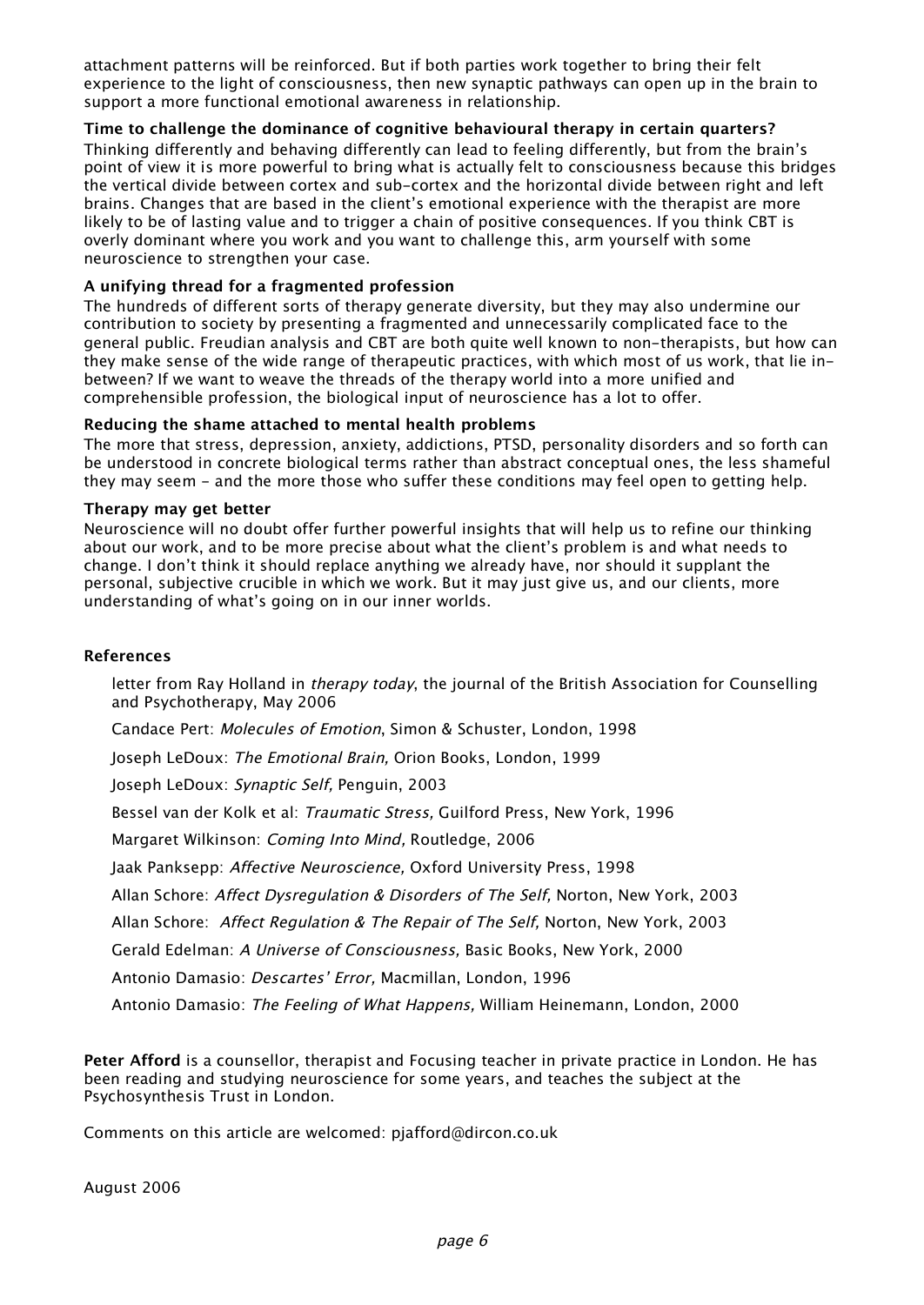attachment patterns will be reinforced. But if both parties work together to bring their felt experience to the light of consciousness, then new synaptic pathways can open up in the brain to support a more functional emotional awareness in relationship.

**Time to challenge the dominance of cognitive behavioural therapy in certain quarters?**

Thinking differently and behaving differently can lead to feeling differently, but from the brain's point of view it is more powerful to bring what is actually felt to consciousness because this bridges the vertical divide between cortex and sub-cortex and the horizontal divide between right and left brains. Changes that are based in the client's emotional experience with the therapist are more likely to be of lasting value and to trigger a chain of positive consequences. If you think CBT is overly dominant where you work and you want to challenge this, arm yourself with some neuroscience to strengthen your case.

**A unifying thread for a fragmented profession**

The hundreds of different sorts of therapy generate diversity, but they may also undermine our contribution to society by presenting a fragmented and unnecessarily complicated face to the general public. Freudian analysis and CBT are both quite well known to non-therapists, but how can they make sense of the wide range of therapeutic practices, with which most of us work, that lie in-between? If we want to weave the threads of the therapy world into a more unified and comprehensible profession, the biological input of neuroscience has a lot to offer.

**Reducing the shame attached to mental health problems**

The more that stress, depression, anxiety, addictions, PTSD, personality disorders and so forth can be understood in concrete biological terms rather than abstract conceptual ones, the less shameful they may seem – and the more those who suffer these conditions may feel open to getting help.

**Therapy may get better**

Neuroscience will no doubt offer further powerful insights that will help us to refine our thinking about our work, and to be more precise about what the client's problem is and what needs to change. I don't think it should replace anything we already have, nor should it supplant the personal, subjective crucible in which we work. But it may just give us, and our clients, more understanding of what's going on in our inner worlds.

**References**

letter from Ray Holland in *therapy today*, the journal of the British Association for Counselling and Psychotherapy, May 2006

Candace Pert: *Molecules of Emotion*, Simon & Schuster, London, 1998

Joseph LeDoux: *The Emotional Brain,* Orion Books, London, 1999

Joseph LeDoux: *Synaptic Self,* Penguin, 2003

Bessel van der Kolk et al: *Traumatic Stress,* Guilford Press, New York, 1996

Margaret Wilkinson: *Coming Into Mind,* Routledge, 2006

Jaak Panksepp: *Affective Neuroscience,* Oxford University Press, 1998

Allan Schore: *Affect Dysregulation & Disorders of The Self,* Norton, New York, 2003

Allan Schore: *Affect Regulation & The Repair of The Self,* Norton, New York, 2003

Gerald Edelman: *A Universe of Consciousness,* Basic Books, New York, 2000

Antonio Damasio: *Descartes' Error,* Macmillan, London, 1996

Antonio Damasio: *The Feeling of What Happens,* William Heinemann, London, 2000

**Peter Afford** is a counsellor, therapist and Focusing teacher in private practice in London. He has been reading and studying neuroscience for some years, and teaches the subject at the Psychosynthesis Trust in London.

Comments on this article are welcomed: pjafford@dircon.co.uk

August 2006